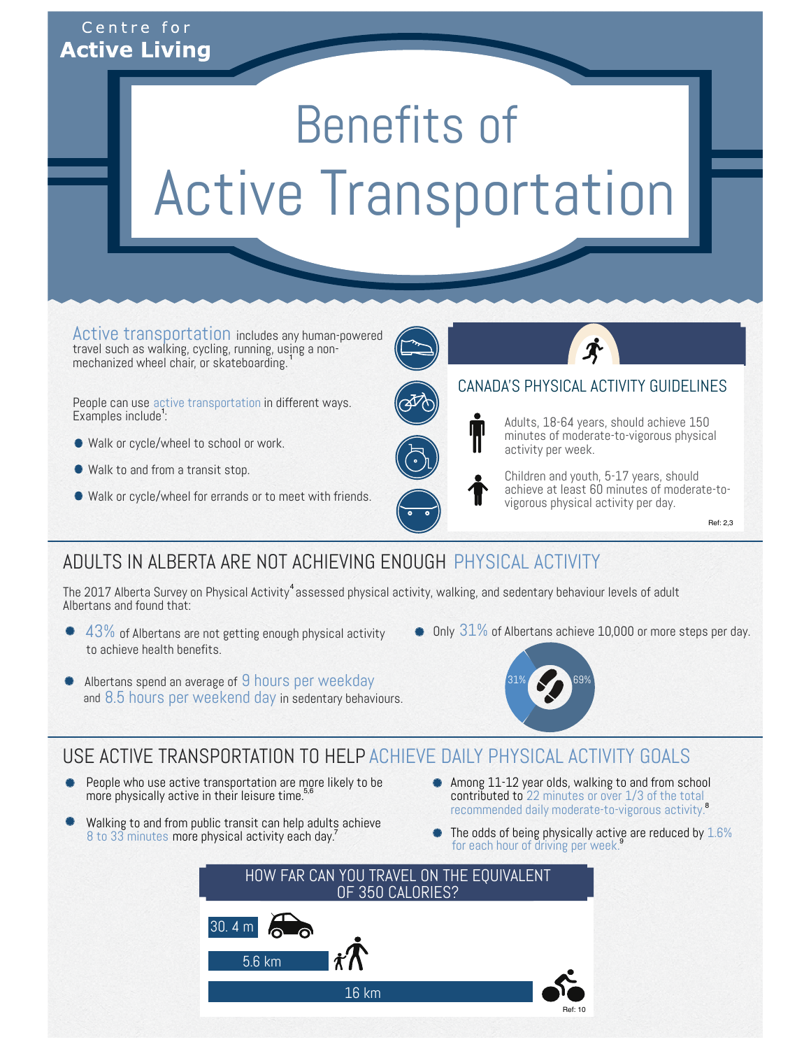Centre for **Active Living**

# Benefits of Active Transportation

Active transportation includes any human-powered travel such as walking, cycling, running, using a non-mechanized wheel chair, or skateboarding.[1]

People can use active transportation in different ways. Examples include[1]:

- Walk or cycle/wheel to school or work.
- Walk to and from a transit stop.
- Walk or cycle/wheel for errands or to meet with friends.

### CANADA'S PHYSICAL ACTIVITY GUIDELINES

Adults, 18-64 years, should achieve 150 minutes of moderate-to-vigorous physical activity per week.

Children and youth, 5-17 years, should achieve at least 60 minutes of moderate-to-vigorous physical activity per day.

Ref: 2,3

## ADULTS IN ALBERTA ARE NOT ACHIEVING ENOUGH PHYSICAL ACTIVITY

The 2017 Alberta Survey on Physical Activity[4] assessed physical activity, walking, and sedentary behaviour levels of adult Albertans and found that:

- 43% of Albertans are not getting enough physical activity to achieve health benefits.
- Albertans spend an average of 9 hours per weekday and 8.5 hours per weekend day in sedentary behaviours.
- Only 31% of Albertans achieve 10,000 or more steps per day.

31% 69%

## USE ACTIVE TRANSPORTATION TO HELP ACHIEVE DAILY PHYSICAL ACTIVITY GOALS

- People who use active transportation are more likely to be more physically active in their leisure time.[5,6]
- Walking to and from public transit can help adults achieve 8 to 33 minutes more physical activity each day.[7]
- Among 11-12 year olds, walking to and from school contributed to 22 minutes or over 1/3 of the total recommended daily moderate-to-vigorous activity.[8]
- The odds of being physically active are reduced by 1.6% for each hour of driving per week.[9]

### HOW FAR CAN YOU TRAVEL ON THE EQUIVALENT OF 350 CALORIES?

- 30. 4 m (car)
- 5.6 km (walking)
- 16 km (cycling)

Ref: 10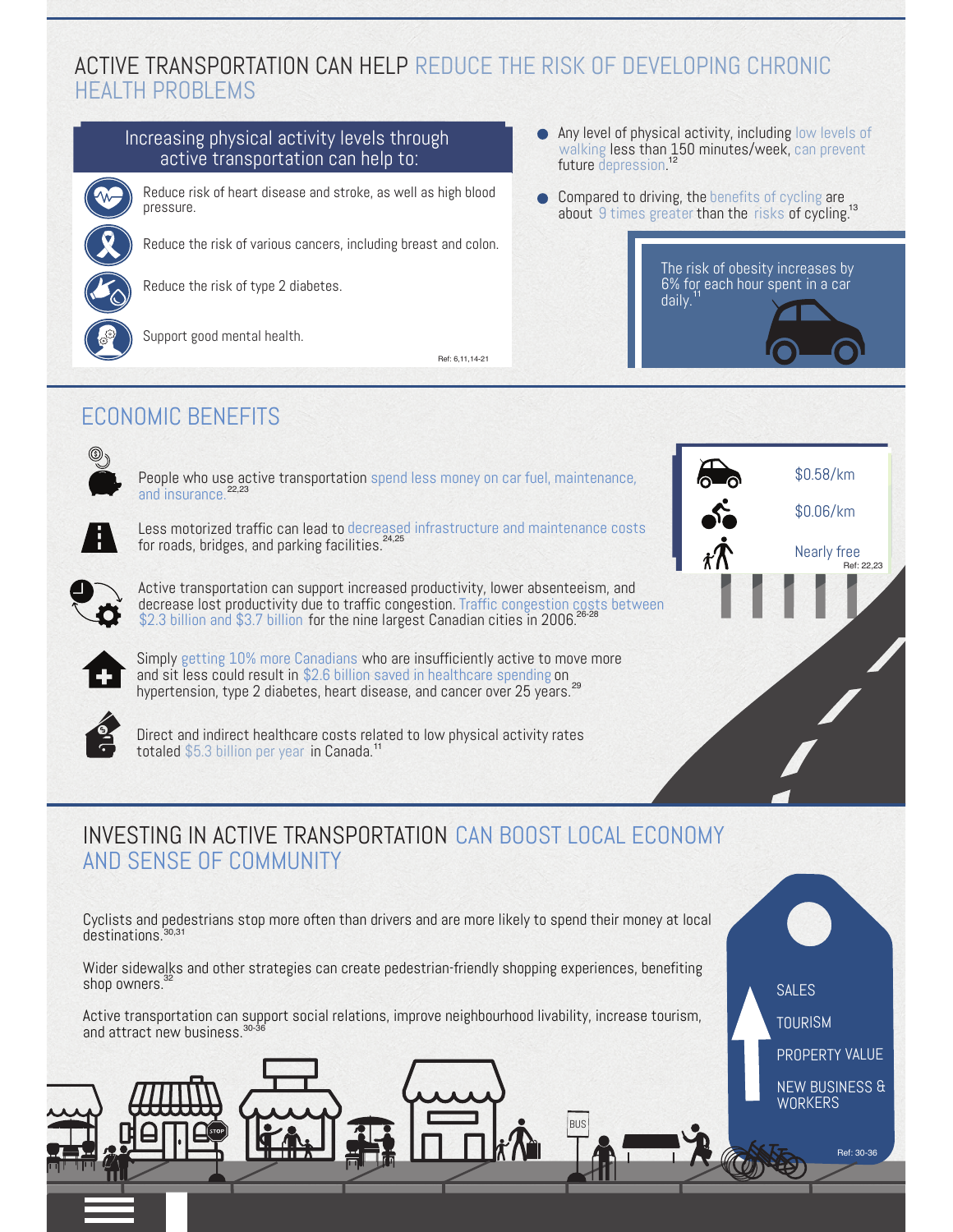# ACTIVE TRANSPORTATION CAN HELP REDUCE THE RISK OF DEVELOPING CHRONIC HEALTH PROBLEMS

**Increasing physical activity levels through active transportation can help to:**

- Reduce risk of heart disease and stroke, as well as high blood pressure.
- Reduce the risk of various cancers, including breast and colon.
- Reduce the risk of type 2 diabetes.
- Support good mental health.

Ref: 6,11,14-21

- Any level of physical activity, including low levels of walking less than 150 minutes/week, can prevent future depression.[12]
- Compared to driving, the benefits of cycling are about 9 times greater than the risks of cycling.[13]

The risk of obesity increases by 6% for each hour spent in a car daily.[11]

## ECONOMIC BENEFITS

People who use active transportation spend less money on car fuel, maintenance, and insurance.[22,23]

Less motorized traffic can lead to decreased infrastructure and maintenance costs for roads, bridges, and parking facilities.[24,25]

Active transportation can support increased productivity, lower absenteeism, and decrease lost productivity due to traffic congestion. Traffic congestion costs between $2.3 billion and $3.7 billion for the nine largest Canadian cities in 2006.[26-28]

Simply getting 10% more Canadians who are insufficiently active to move more and sit less could result in $2.6 billion saved in healthcare spending on hypertension, type 2 diabetes, heart disease, and cancer over 25 years.[29]

Direct and indirect healthcare costs related to low physical activity rates totaled $5.3 billion per year in Canada.[11]

| Mode | Cost |
|---|---|
| Car | $0.58/km |
| Bicycle | $0.06/km |
| Walking | Nearly free |

Ref: 22,23

## INVESTING IN ACTIVE TRANSPORTATION CAN BOOST LOCAL ECONOMY AND SENSE OF COMMUNITY

Cyclists and pedestrians stop more often than drivers and are more likely to spend their money at local destinations.[30,31]

Wider sidewalks and other strategies can create pedestrian-friendly shopping experiences, benefiting shop owners.[32]

Active transportation can support social relations, improve neighbourhood livability, increase tourism, and attract new business.[30-36]

- SALES
- TOURISM
- PROPERTY VALUE
- NEW BUSINESS & WORKERS

Ref: 30-36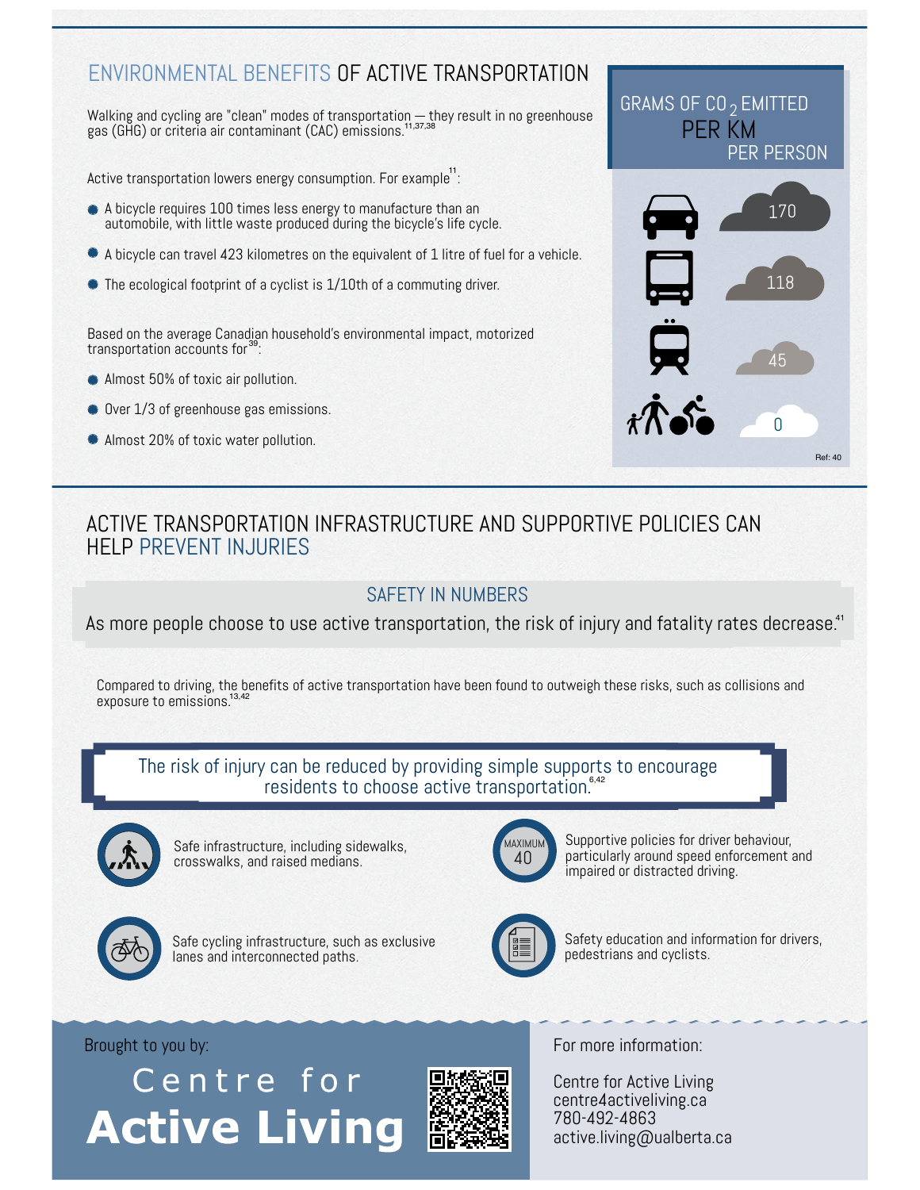## ENVIRONMENTAL BENEFITS OF ACTIVE TRANSPORTATION

Walking and cycling are "clean" modes of transportation — they result in no greenhouse gas (GHG) or criteria air contaminant (CAC) emissions.[11,37,38]

Active transportation lowers energy consumption. For example[11]:

- A bicycle requires 100 times less energy to manufacture than an automobile, with little waste produced during the bicycle's life cycle.
- A bicycle can travel 423 kilometres on the equivalent of 1 litre of fuel for a vehicle.
- The ecological footprint of a cyclist is 1/10th of a commuting driver.

Based on the average Canadian household's environmental impact, motorized transportation accounts for[39]:

- Almost 50% of toxic air pollution.
- Over 1/3 of greenhouse gas emissions.
- Almost 20% of toxic water pollution.

### GRAMS OF $CO_2$ EMITTED PER KM PER PERSON

| Mode | Grams of $CO_2$ |
|---|---|
| Car | 170 |
| Bus | 118 |
| Train | 45 |
| Walking / Cycling | 0 |

Ref: 40

## ACTIVE TRANSPORTATION INFRASTRUCTURE AND SUPPORTIVE POLICIES CAN HELP PREVENT INJURIES

### SAFETY IN NUMBERS

As more people choose to use active transportation, the risk of injury and fatality rates decrease.[41]

Compared to driving, the benefits of active transportation have been found to outweigh these risks, such as collisions and exposure to emissions.[13,42]

**The risk of injury can be reduced by providing simple supports to encourage residents to choose active transportation.[6,42]**

- Safe infrastructure, including sidewalks, crosswalks, and raised medians.
- Supportive policies for driver behaviour, particularly around speed enforcement and impaired or distracted driving. (MAXIMUM 40)
- Safe cycling infrastructure, such as exclusive lanes and interconnected paths.
- Safety education and information for drivers, pedestrians and cyclists.

Brought to you by:

**Centre for Active Living**

For more information:

Centre for Active Living
centre4activeliving.ca
780-492-4863
active.living@ualberta.ca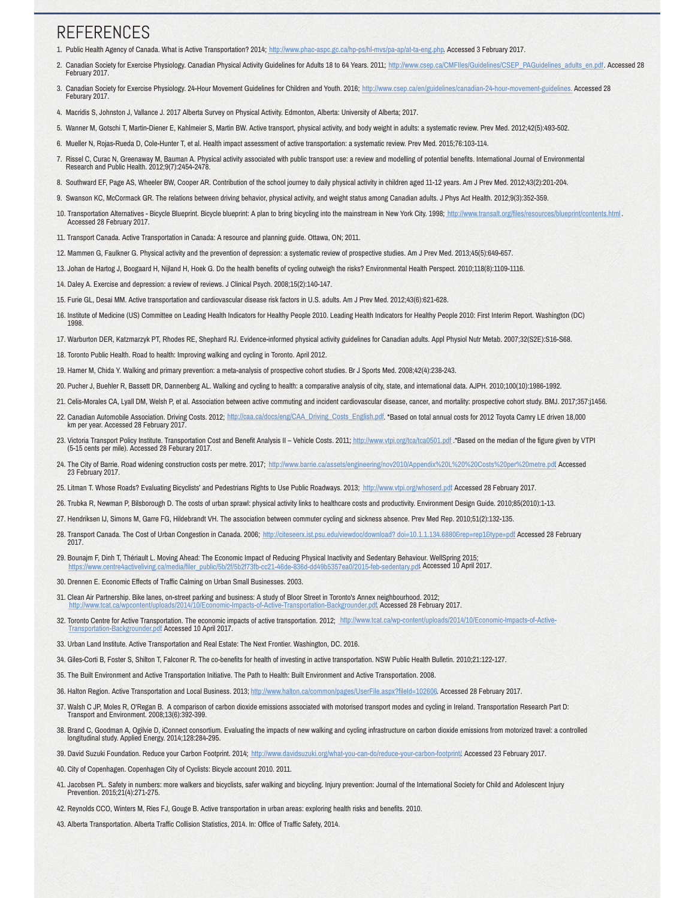# REFERENCES

1. Public Health Agency of Canada. What is Active Transportation? 2014; http://www.phac-aspc.gc.ca/hp-ps/hl-mvs/pa-ap/at-ta-eng.php. Accessed 3 February 2017.
2. Canadian Society for Exercise Physiology. Canadian Physical Activity Guidelines for Adults 18 to 64 Years. 2011; http://www.csep.ca/CMFIles/Guidelines/CSEP_PAGuidelines_adults_en.pdf. Accessed 28 February 2017.
3. Canadian Society for Exercise Physiology. 24-Hour Movement Guidelines for Children and Youth. 2016; http://www.csep.ca/en/guidelines/canadian-24-hour-movement-guidelines. Accessed 28 Feburary 2017.
4. Macridis S, Johnston J, Vallance J. 2017 Alberta Survey on Physical Activity. Edmonton, Alberta: University of Alberta; 2017.
5. Wanner M, Gotschi T, Martin-Diener E, Kahlmeier S, Martin BW. Active transport, physical activity, and body weight in adults: a systematic review. Prev Med. 2012;42(5):493-502.
6. Mueller N, Rojas-Rueda D, Cole-Hunter T, et al. Health impact assessment of active transportation: a systematic review. Prev Med. 2015;76:103-114.
7. Rissel C, Curac N, Greenaway M, Bauman A. Physical activity associated with public transport use: a review and modelling of potential benefits. International Journal of Environmental Research and Public Health. 2012;9(7):2454-2478.
8. Southward EF, Page AS, Wheeler BW, Cooper AR. Contribution of the school journey to daily physical activity in children aged 11-12 years. Am J Prev Med. 2012;43(2):201-204.
9. Swanson KC, McCormack GR. The relations between driving behavior, physical activity, and weight status among Canadian adults. J Phys Act Health. 2012;9(3):352-359.
10. Transportation Alternatives - Bicycle Blueprint. Bicycle blueprint: A plan to bring bicycling into the mainstream in New York City. 1998; http://www.transalt.org/files/resources/blueprint/contents.html. Accessed 28 February 2017.
11. Transport Canada. Active Transportation in Canada: A resource and planning guide. Ottawa, ON; 2011.
12. Mammen G, Faulkner G. Physical activity and the prevention of depression: a systematic review of prospective studies. Am J Prev Med. 2013;45(5):649-657.
13. Johan de Hartog J, Boogaard H, Nijland H, Hoek G. Do the health benefits of cycling outweigh the risks? Environmental Health Perspect. 2010;118(8):1109-1116.
14. Daley A. Exercise and depression: a review of reviews. J Clinical Psych. 2008;15(2):140-147.
15. Furie GL, Desai MM. Active transportation and cardiovascular disease risk factors in U.S. adults. Am J Prev Med. 2012;43(6):621-628.
16. Institute of Medicine (US) Committee on Leading Health Indicators for Healthy People 2010. Leading Health Indicators for Healthy People 2010: First Interim Report. Washington (DC) 1998.
17. Warburton DER, Katzmarzyk PT, Rhodes RE, Shephard RJ. Evidence-informed physical activity guidelines for Canadian adults. Appl Physiol Nutr Metab. 2007;32(S2E):S16-S68.
18. Toronto Public Health. Road to health: Improving walking and cycling in Toronto. April 2012.
19. Hamer M, Chida Y. Walking and primary prevention: a meta-analysis of prospective cohort studies. Br J Sports Med. 2008;42(4):238-243.
20. Pucher J, Buehler R, Bassett DR, Dannenberg AL. Walking and cycling to health: a comparative analysis of city, state, and international data. AJPH. 2010;100(10):1986-1992.
21. Celis-Morales CA, Lyall DM, Welsh P, et al. Association between active commuting and incident cardiovascular disease, cancer, and mortality: prospective cohort study. BMJ. 2017;357:j1456.
22. Canadian Automobile Association. Driving Costs. 2012; http://caa.ca/docs/eng/CAA_Driving_Costs_English.pdf. *Based on total annual costs for 2012 Toyota Camry LE driven 18,000 km per year. Accessed 28 February 2017.
23. Victoria Transport Policy Institute. Transportation Cost and Benefit Analysis II – Vehicle Costs. 2011; http://www.vtpi.org/tca/tca0501.pdf .*Based on the median of the figure given by VTPI (5-15 cents per mile). Accessed 28 Feburary 2017.
24. The City of Barrie. Road widening construction costs per metre. 2017; http://www.barrie.ca/assets/engineering/nov2010/Appendix%20L%20%20Costs%20per%20metre.pdf Accessed 23 February 2017.
25. Litman T. Whose Roads? Evaluating Bicyclists' and Pedestrians Rights to Use Public Roadways. 2013; http://www.vtpi.org/whoserd.pdf Accessed 28 February 2017.
26. Trubka R, Newman P, Bilsborough D. The costs of urban sprawl: physical activity links to healthcare costs and productivity. Environment Design Guide. 2010;85(2010):1-13.
27. Hendriksen IJ, Simons M, Garre FG, Hildebrandt VH. The association between commuter cycling and sickness absence. Prev Med Rep. 2010;51(2):132-135.
28. Transport Canada. The Cost of Urban Congestion in Canada. 2006; http://citeseerx.ist.psu.edu/viewdoc/download? doi=10.1.1.134.6880&rep=rep1&type=pdf Accessed 28 February 2017.
29. Bounajm F, Dinh T, Thériault L. Moving Ahead: The Economic Impact of Reducing Physical Inactivity and Sedentary Behaviour. WellSpring 2015; https://www.centre4activeliving.ca/media/filer_public/5b/2f/5b2f73fb-cc21-46de-836d-dd49b5357ea0/2015-feb-sedentary.pdf. Accessed 10 April 2017.
30. Drennen E. Economic Effects of Traffic Calming on Urban Small Businesses. 2003.
31. Clean Air Partnership. Bike lanes, on-street parking and business: A study of Bloor Street in Toronto's Annex neighbourhood. 2012; http://www.tcat.ca/wpcontent/uploads/2014/10/Economic-Impacts-of-Active-Transportation-Backgrounder.pdf. Accessed 28 February 2017.
32. Toronto Centre for Active Transportation. The economic impacts of active transportation. 2012; http://www.tcat.ca/wp-content/uploads/2014/10/Economic-Impacts-of-Active-Transportation-Backgrounder.pdf Accessed 10 April 2017.
33. Urban Land Institute. Active Transportation and Real Estate: The Next Frontier. Washington, DC. 2016.
34. Giles-Corti B, Foster S, Shilton T, Falconer R. The co-benefits for health of investing in active transportation. NSW Public Health Bulletin. 2010;21:122-127.
35. The Built Environment and Active Transportation Initiative. The Path to Health: Built Environment and Active Transportation. 2008.
36. Halton Region. Active Transportation and Local Business. 2013; http://www.halton.ca/common/pages/UserFile.aspx?fileId=102606. Accessed 28 February 2017.
37. Walsh C JP, Moles R, O'Regan B. A comparison of carbon dioxide emissions associated with motorised transport modes and cycling in Ireland. Transportation Research Part D: Transport and Environment. 2008;13(6):392-399.
38. Brand C, Goodman A, Ogilvie D, iConnect consortium. Evaluating the impacts of new walking and cycling infrastructure on carbon dioxide emissions from motorized travel: a controlled longitudinal study. Applied Energy. 2014;128:284-295.
39. David Suzuki Foundation. Reduce your Carbon Footprint. 2014; http://www.davidsuzuki.org/what-you-can-do/reduce-your-carbon-footprint/. Accessed 23 February 2017.
40. City of Copenhagen. Copenhagen City of Cyclists: Bicycle account 2010. 2011.
41. Jacobsen PL. Safety in numbers: more walkers and bicyclists, safer walking and bicycling. Injury prevention: Journal of the International Society for Child and Adolescent Injury Prevention. 2015;21(4):271-275.
42. Reynolds CCO, Winters M, Ries FJ, Gouge B. Active transportation in urban areas: exploring health risks and benefits. 2010.
43. Alberta Transportation. Alberta Traffic Collision Statistics, 2014. In: Office of Traffic Safety, 2014.